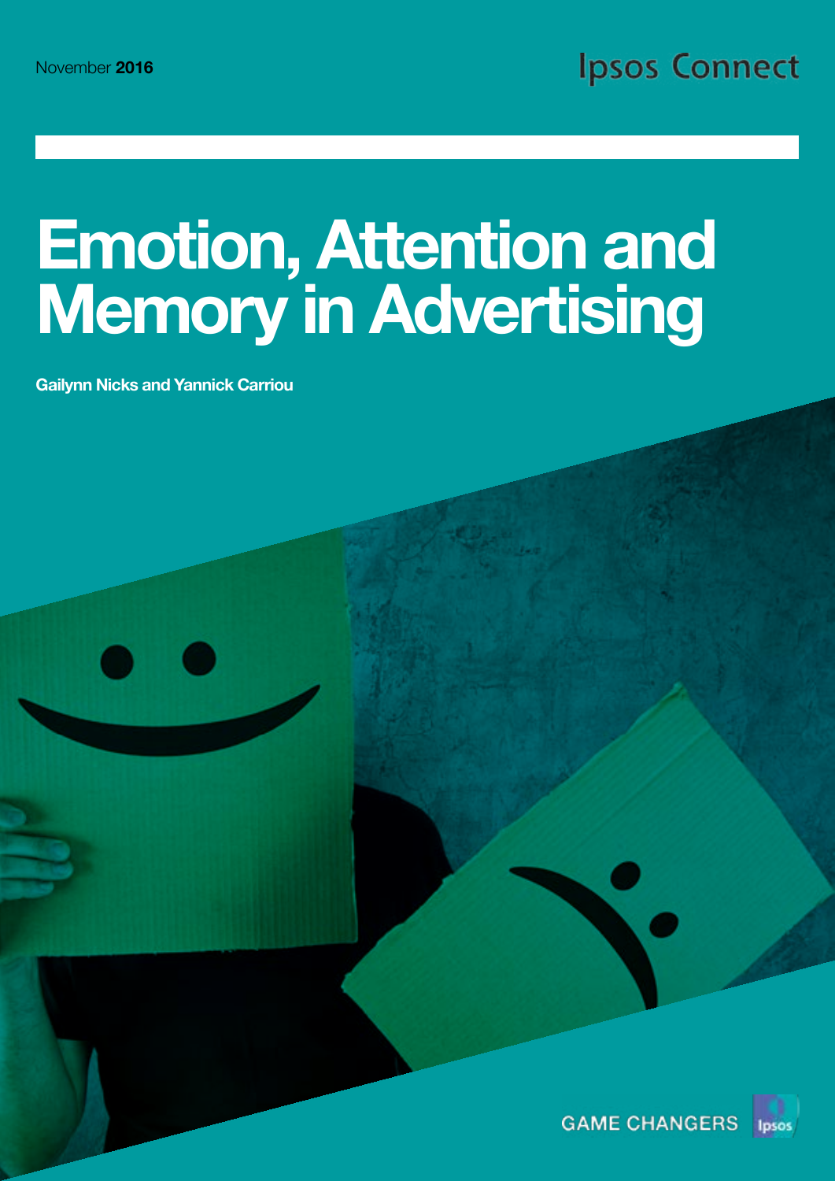November **2016**

Ipsos Connect

# Emotion, Attention and Memory in Advertising

**Gailynn Nicks and Yannick Carriou**

GAME CHANGERS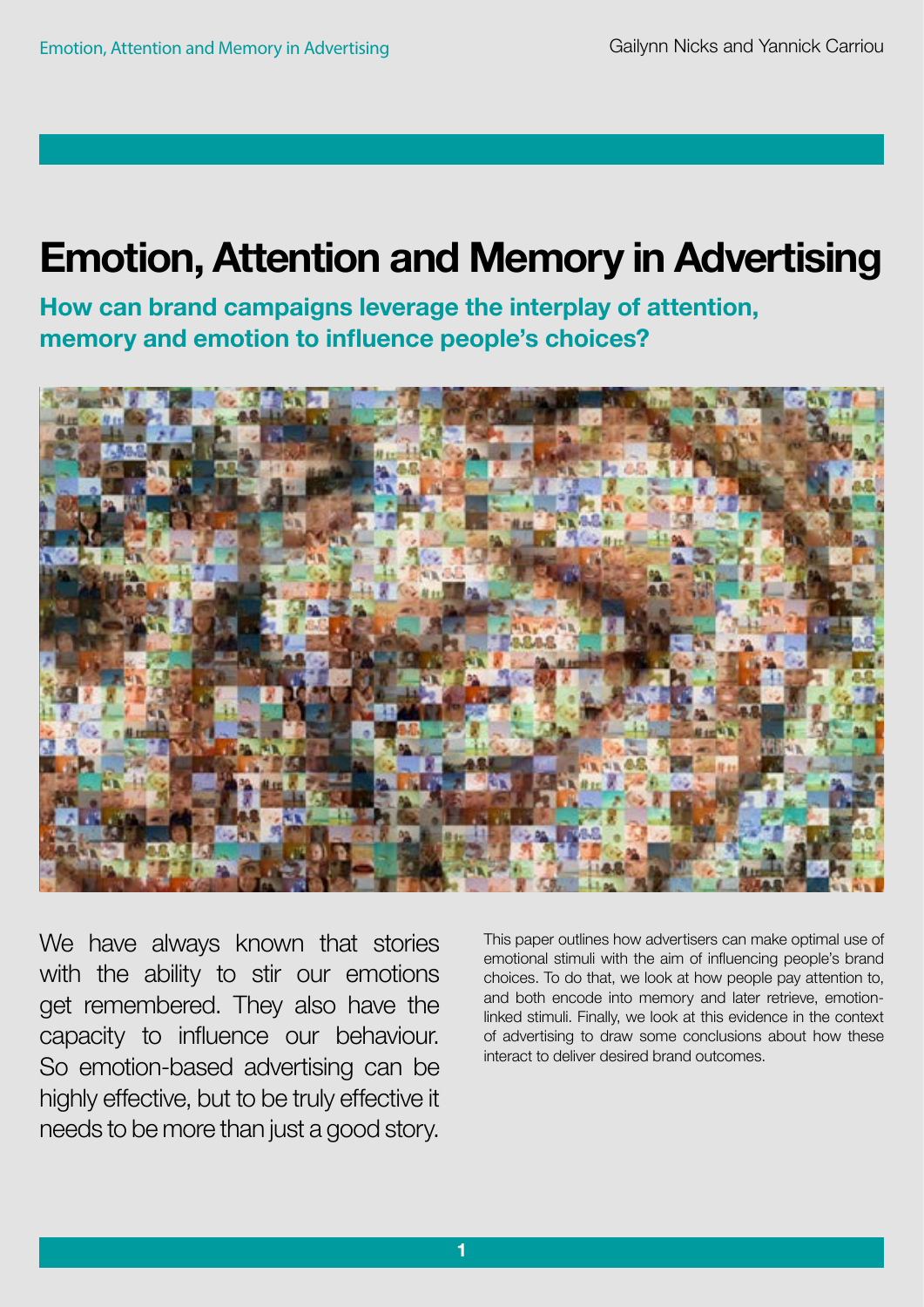# Emotion, Attention and Memory in Advertising

**How can brand campaigns leverage the interplay of attention, memory and emotion to influence people's choices?**

We have always known that stories with the ability to stir our emotions get remembered. They also have the capacity to influence our behaviour. So emotion-based advertising can be highly effective, but to be truly effective it needs to be more than just a good story.

This paper outlines how advertisers can make optimal use of emotional stimuli with the aim of influencing people's brand choices. To do that, we look at how people pay attention to, and both encode into memory and later retrieve, emotion-linked stimuli. Finally, we look at this evidence in the context of advertising to draw some conclusions about how these interact to deliver desired brand outcomes.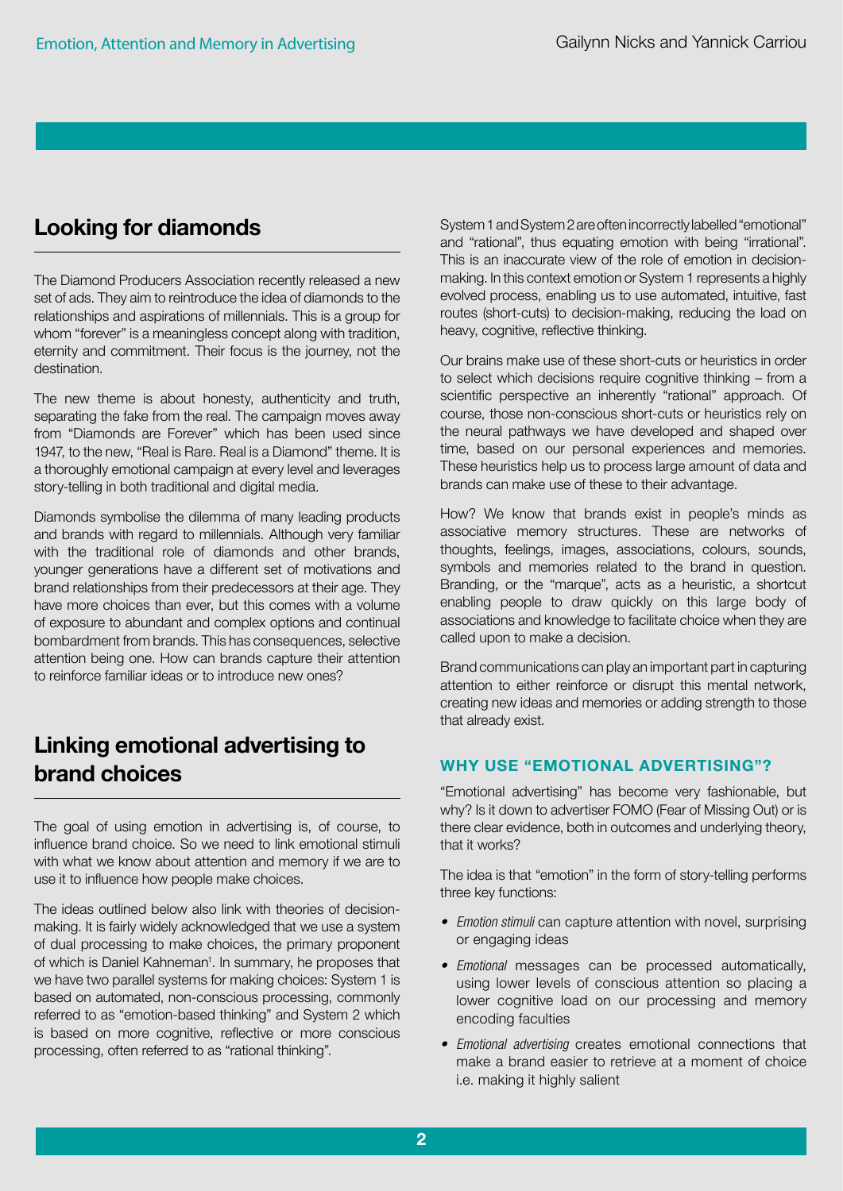## Looking for diamonds

The Diamond Producers Association recently released a new set of ads. They aim to reintroduce the idea of diamonds to the relationships and aspirations of millennials. This is a group for whom "forever" is a meaningless concept along with tradition, eternity and commitment. Their focus is the journey, not the destination.

The new theme is about honesty, authenticity and truth, separating the fake from the real. The campaign moves away from "Diamonds are Forever" which has been used since 1947, to the new, "Real is Rare. Real is a Diamond" theme. It is a thoroughly emotional campaign at every level and leverages story-telling in both traditional and digital media.

Diamonds symbolise the dilemma of many leading products and brands with regard to millennials. Although very familiar with the traditional role of diamonds and other brands, younger generations have a different set of motivations and brand relationships from their predecessors at their age. They have more choices than ever, but this comes with a volume of exposure to abundant and complex options and continual bombardment from brands. This has consequences, selective attention being one. How can brands capture their attention to reinforce familiar ideas or to introduce new ones?

## Linking emotional advertising to brand choices

The goal of using emotion in advertising is, of course, to influence brand choice. So we need to link emotional stimuli with what we know about attention and memory if we are to use it to influence how people make choices.

The ideas outlined below also link with theories of decision-making. It is fairly widely acknowledged that we use a system of dual processing to make choices, the primary proponent of which is Daniel Kahneman[1]. In summary, he proposes that we have two parallel systems for making choices: System 1 is based on automated, non-conscious processing, commonly referred to as "emotion-based thinking" and System 2 which is based on more cognitive, reflective or more conscious processing, often referred to as "rational thinking".

System 1 and System 2 are often incorrectly labelled "emotional" and "rational", thus equating emotion with being "irrational". This is an inaccurate view of the role of emotion in decision-making. In this context emotion or System 1 represents a highly evolved process, enabling us to use automated, intuitive, fast routes (short-cuts) to decision-making, reducing the load on heavy, cognitive, reflective thinking.

Our brains make use of these short-cuts or heuristics in order to select which decisions require cognitive thinking – from a scientific perspective an inherently "rational" approach. Of course, those non-conscious short-cuts or heuristics rely on the neural pathways we have developed and shaped over time, based on our personal experiences and memories. These heuristics help us to process large amount of data and brands can make use of these to their advantage.

How? We know that brands exist in people's minds as associative memory structures. These are networks of thoughts, feelings, images, associations, colours, sounds, symbols and memories related to the brand in question. Branding, or the "marque", acts as a heuristic, a shortcut enabling people to draw quickly on this large body of associations and knowledge to facilitate choice when they are called upon to make a decision.

Brand communications can play an important part in capturing attention to either reinforce or disrupt this mental network, creating new ideas and memories or adding strength to those that already exist.

### WHY USE "EMOTIONAL ADVERTISING"?

"Emotional advertising" has become very fashionable, but why? Is it down to advertiser FOMO (Fear of Missing Out) or is there clear evidence, both in outcomes and underlying theory, that it works?

The idea is that "emotion" in the form of story-telling performs three key functions:

- *Emotion stimuli* can capture attention with novel, surprising or engaging ideas
- *Emotional* messages can be processed automatically, using lower levels of conscious attention so placing a lower cognitive load on our processing and memory encoding faculties
- *Emotional advertising* creates emotional connections that make a brand easier to retrieve at a moment of choice i.e. making it highly salient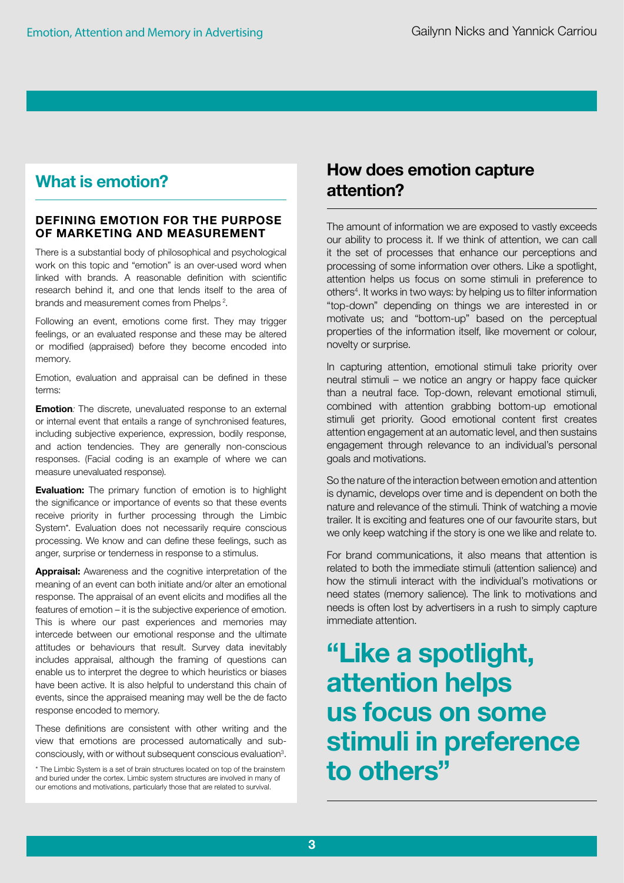## What is emotion?

### DEFINING EMOTION FOR THE PURPOSE OF MARKETING AND MEASUREMENT

There is a substantial body of philosophical and psychological work on this topic and "emotion" is an over-used word when linked with brands. A reasonable definition with scientific research behind it, and one that lends itself to the area of brands and measurement comes from Phelps [2].

Following an event, emotions come first. They may trigger feelings, or an evaluated response and these may be altered or modified (appraised) before they become encoded into memory.

Emotion, evaluation and appraisal can be defined in these terms:

**Emotion***:* The discrete, unevaluated response to an external or internal event that entails a range of synchronised features, including subjective experience, expression, bodily response, and action tendencies. They are generally non-conscious responses. (Facial coding is an example of where we can measure unevaluated response).

**Evaluation:** The primary function of emotion is to highlight the significance or importance of events so that these events receive priority in further processing through the Limbic System*. Evaluation does not necessarily require conscious processing. We know and can define these feelings, such as anger, surprise or tenderness in response to a stimulus.

**Appraisal:** Awareness and the cognitive interpretation of the meaning of an event can both initiate and/or alter an emotional response. The appraisal of an event elicits and modifies all the features of emotion – it is the subjective experience of emotion. This is where our past experiences and memories may intercede between our emotional response and the ultimate attitudes or behaviours that result. Survey data inevitably includes appraisal, although the framing of questions can enable us to interpret the degree to which heuristics or biases have been active. It is also helpful to understand this chain of events, since the appraised meaning may well be the de facto response encoded to memory.

These definitions are consistent with other writing and the view that emotions are processed automatically and sub-consciously, with or without subsequent conscious evaluation[3].

* The Limbic System is a set of brain structures located on top of the brainstem and buried under the cortex. Limbic system structures are involved in many of our emotions and motivations, particularly those that are related to survival.

## How does emotion capture attention?

The amount of information we are exposed to vastly exceeds our ability to process it. If we think of attention, we can call it the set of processes that enhance our perceptions and processing of some information over others. Like a spotlight, attention helps us focus on some stimuli in preference to others[4]. It works in two ways: by helping us to filter information "top-down" depending on things we are interested in or motivate us; and "bottom-up" based on the perceptual properties of the information itself, like movement or colour, novelty or surprise.

In capturing attention, emotional stimuli take priority over neutral stimuli – we notice an angry or happy face quicker than a neutral face. Top-down, relevant emotional stimuli, combined with attention grabbing bottom-up emotional stimuli get priority. Good emotional content first creates attention engagement at an automatic level, and then sustains engagement through relevance to an individual's personal goals and motivations.

So the nature of the interaction between emotion and attention is dynamic, develops over time and is dependent on both the nature and relevance of the stimuli. Think of watching a movie trailer. It is exciting and features one of our favourite stars, but we only keep watching if the story is one we like and relate to.

For brand communications, it also means that attention is related to both the immediate stimuli (attention salience) and how the stimuli interact with the individual's motivations or need states (memory salience). The link to motivations and needs is often lost by advertisers in a rush to simply capture immediate attention.

> **"Like a spotlight, attention helps us focus on some stimuli in preference to others"**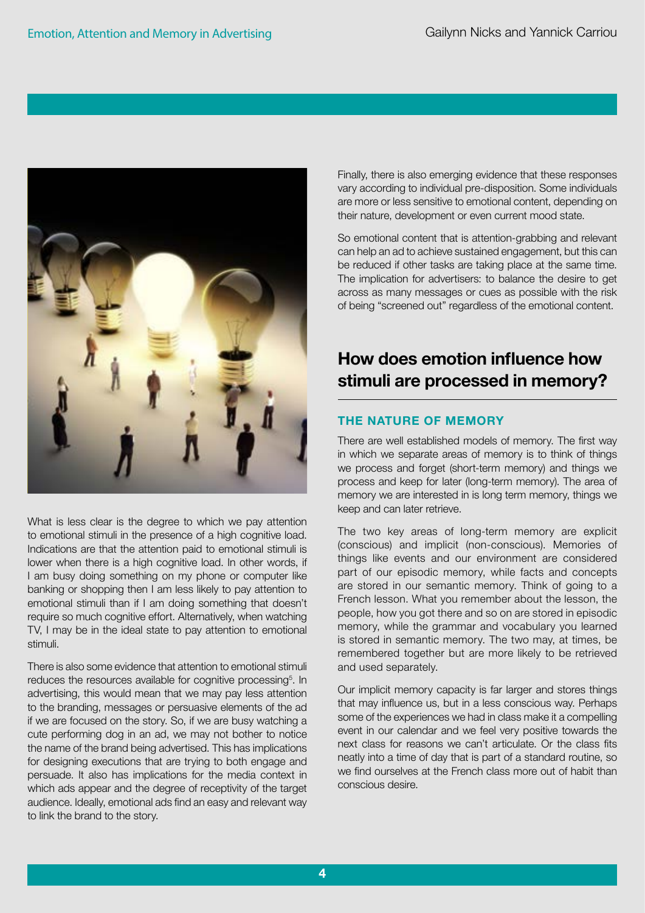What is less clear is the degree to which we pay attention to emotional stimuli in the presence of a high cognitive load. Indications are that the attention paid to emotional stimuli is lower when there is a high cognitive load. In other words, if I am busy doing something on my phone or computer like banking or shopping then I am less likely to pay attention to emotional stimuli than if I am doing something that doesn't require so much cognitive effort. Alternatively, when watching TV, I may be in the ideal state to pay attention to emotional stimuli.

There is also some evidence that attention to emotional stimuli reduces the resources available for cognitive processing[5]. In advertising, this would mean that we may pay less attention to the branding, messages or persuasive elements of the ad if we are focused on the story. So, if we are busy watching a cute performing dog in an ad, we may not bother to notice the name of the brand being advertised. This has implications for designing executions that are trying to both engage and persuade. It also has implications for the media context in which ads appear and the degree of receptivity of the target audience. Ideally, emotional ads find an easy and relevant way to link the brand to the story.

Finally, there is also emerging evidence that these responses vary according to individual pre-disposition. Some individuals are more or less sensitive to emotional content, depending on their nature, development or even current mood state.

So emotional content that is attention-grabbing and relevant can help an ad to achieve sustained engagement, but this can be reduced if other tasks are taking place at the same time. The implication for advertisers: to balance the desire to get across as many messages or cues as possible with the risk of being "screened out" regardless of the emotional content.

## How does emotion influence how stimuli are processed in memory?

### THE NATURE OF MEMORY

There are well established models of memory. The first way in which we separate areas of memory is to think of things we process and forget (short-term memory) and things we process and keep for later (long-term memory). The area of memory we are interested in is long term memory, things we keep and can later retrieve.

The two key areas of long-term memory are explicit (conscious) and implicit (non-conscious). Memories of things like events and our environment are considered part of our episodic memory, while facts and concepts are stored in our semantic memory. Think of going to a French lesson. What you remember about the lesson, the people, how you got there and so on are stored in episodic memory, while the grammar and vocabulary you learned is stored in semantic memory. The two may, at times, be remembered together but are more likely to be retrieved and used separately.

Our implicit memory capacity is far larger and stores things that may influence us, but in a less conscious way. Perhaps some of the experiences we had in class make it a compelling event in our calendar and we feel very positive towards the next class for reasons we can't articulate. Or the class fits neatly into a time of day that is part of a standard routine, so we find ourselves at the French class more out of habit than conscious desire.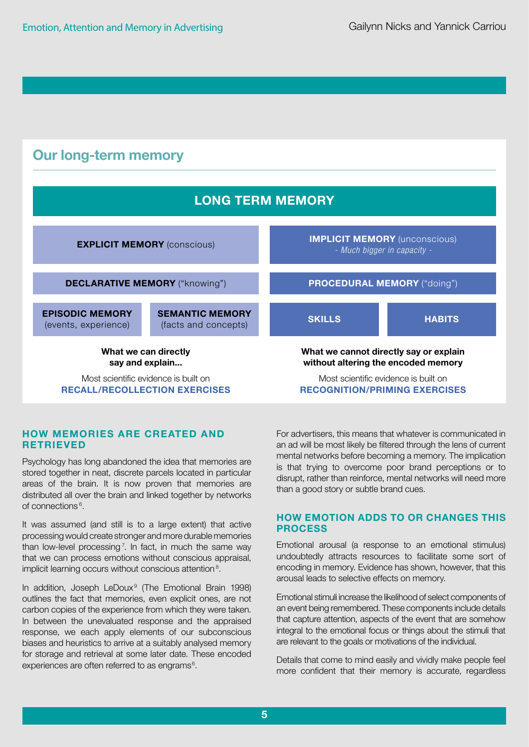## Our long-term memory

| LONG TERM MEMORY | | | |
|---|---|---|---|
| **EXPLICIT MEMORY** (conscious) | | **IMPLICIT MEMORY** (unconscious) *- Much bigger in capacity -* | |
| **DECLARATIVE MEMORY** ("knowing") | | **PROCEDURAL MEMORY** ("doing") | |
| **EPISODIC MEMORY** (events, experience) | **SEMANTIC MEMORY** (facts and concepts) | **SKILLS** | **HABITS** |
| **What we can directly say and explain...** | | **What we cannot directly say or explain without altering the encoded memory** | |
| Most scientific evidence is built on **RECALL/RECOLLECTION EXERCISES** | | Most scientific evidence is built on **RECOGNITION/PRIMING EXERCISES** | |

### HOW MEMORIES ARE CREATED AND RETRIEVED

Psychology has long abandoned the idea that memories are stored together in neat, discrete parcels located in particular areas of the brain. It is now proven that memories are distributed all over the brain and linked together by networks of connections[6].

It was assumed (and still is to a large extent) that active processing would create stronger and more durable memories than low-level processing[7]. In fact, in much the same way that we can process emotions without conscious appraisal, implicit learning occurs without conscious attention[8].

In addition, Joseph LeDoux[9] (The Emotional Brain 1998) outlines the fact that memories, even explicit ones, are not carbon copies of the experience from which they were taken. In between the unevaluated response and the appraised response, we each apply elements of our subconscious biases and heuristics to arrive at a suitably analysed memory for storage and retrieval at some later date. These encoded experiences are often referred to as engrams[6].

For advertisers, this means that whatever is communicated in an ad will be most likely be filtered through the lens of current mental networks before becoming a memory. The implication is that trying to overcome poor brand perceptions or to disrupt, rather than reinforce, mental networks will need more than a good story or subtle brand cues.

### HOW EMOTION ADDS TO OR CHANGES THIS PROCESS

Emotional arousal (a response to an emotional stimulus) undoubtedly attracts resources to facilitate some sort of encoding in memory. Evidence has shown, however, that this arousal leads to selective effects on memory.

Emotional stimuli increase the likelihood of select components of an event being remembered. These components include details that capture attention, aspects of the event that are somehow integral to the emotional focus or things about the stimuli that are relevant to the goals or motivations of the individual.

Details that come to mind easily and vividly make people feel more confident that their memory is accurate, regardless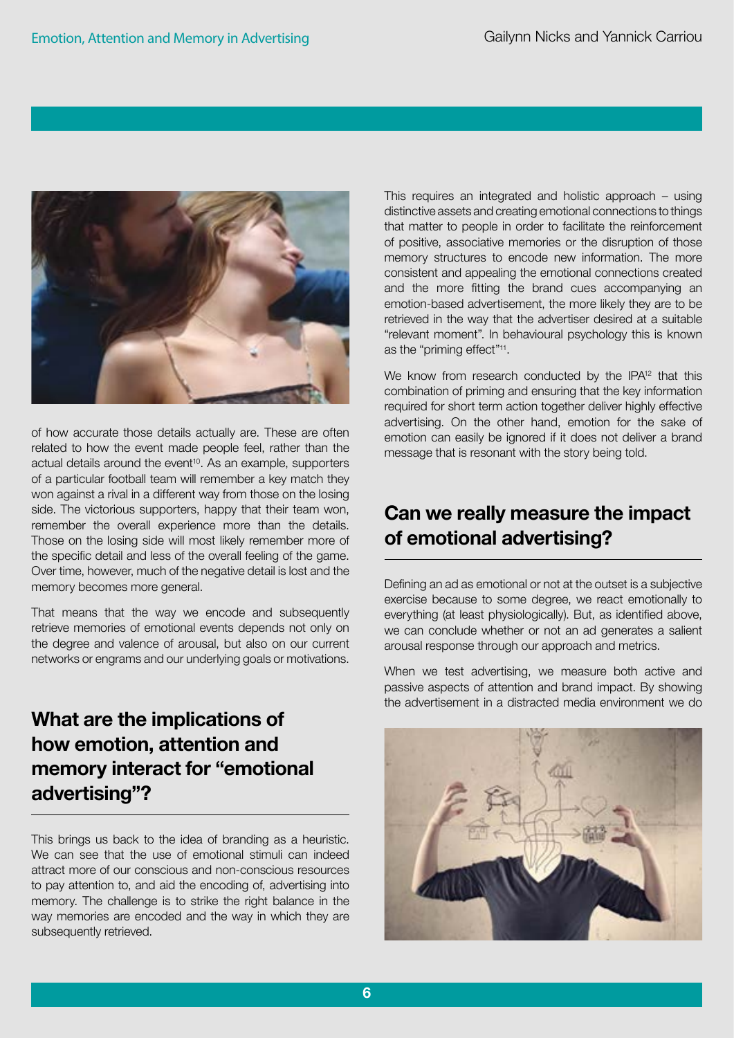of how accurate those details actually are. These are often related to how the event made people feel, rather than the actual details around the event[10]. As an example, supporters of a particular football team will remember a key match they won against a rival in a different way from those on the losing side. The victorious supporters, happy that their team won, remember the overall experience more than the details. Those on the losing side will most likely remember more of the specific detail and less of the overall feeling of the game. Over time, however, much of the negative detail is lost and the memory becomes more general.

That means that the way we encode and subsequently retrieve memories of emotional events depends not only on the degree and valence of arousal, but also on our current networks or engrams and our underlying goals or motivations.

## What are the implications of how emotion, attention and memory interact for "emotional advertising"?

This brings us back to the idea of branding as a heuristic. We can see that the use of emotional stimuli can indeed attract more of our conscious and non-conscious resources to pay attention to, and aid the encoding of, advertising into memory. The challenge is to strike the right balance in the way memories are encoded and the way in which they are subsequently retrieved.

This requires an integrated and holistic approach – using distinctive assets and creating emotional connections to things that matter to people in order to facilitate the reinforcement of positive, associative memories or the disruption of those memory structures to encode new information. The more consistent and appealing the emotional connections created and the more fitting the brand cues accompanying an emotion-based advertisement, the more likely they are to be retrieved in the way that the advertiser desired at a suitable "relevant moment". In behavioural psychology this is known as the "priming effect"[11].

We know from research conducted by the IPA[12] that this combination of priming and ensuring that the key information required for short term action together deliver highly effective advertising. On the other hand, emotion for the sake of emotion can easily be ignored if it does not deliver a brand message that is resonant with the story being told.

## Can we really measure the impact of emotional advertising?

Defining an ad as emotional or not at the outset is a subjective exercise because to some degree, we react emotionally to everything (at least physiologically). But, as identified above, we can conclude whether or not an ad generates a salient arousal response through our approach and metrics.

When we test advertising, we measure both active and passive aspects of attention and brand impact. By showing the advertisement in a distracted media environment we do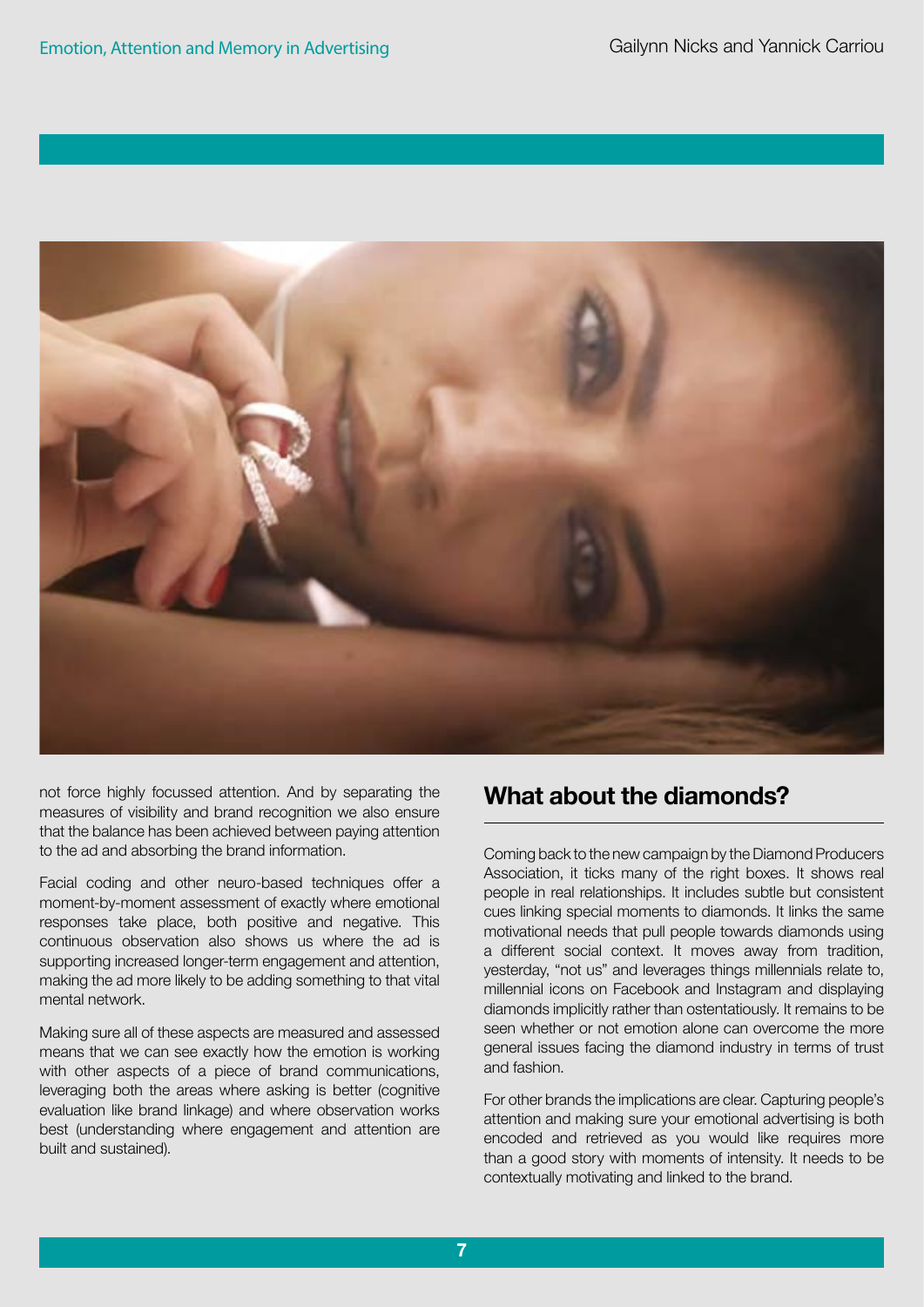not force highly focussed attention. And by separating the measures of visibility and brand recognition we also ensure that the balance has been achieved between paying attention to the ad and absorbing the brand information.

Facial coding and other neuro-based techniques offer a moment-by-moment assessment of exactly where emotional responses take place, both positive and negative. This continuous observation also shows us where the ad is supporting increased longer-term engagement and attention, making the ad more likely to be adding something to that vital mental network.

Making sure all of these aspects are measured and assessed means that we can see exactly how the emotion is working with other aspects of a piece of brand communications, leveraging both the areas where asking is better (cognitive evaluation like brand linkage) and where observation works best (understanding where engagement and attention are built and sustained).

## What about the diamonds?

Coming back to the new campaign by the Diamond Producers Association, it ticks many of the right boxes. It shows real people in real relationships. It includes subtle but consistent cues linking special moments to diamonds. It links the same motivational needs that pull people towards diamonds using a different social context. It moves away from tradition, yesterday, "not us" and leverages things millennials relate to, millennial icons on Facebook and Instagram and displaying diamonds implicitly rather than ostentatiously. It remains to be seen whether or not emotion alone can overcome the more general issues facing the diamond industry in terms of trust and fashion.

For other brands the implications are clear. Capturing people's attention and making sure your emotional advertising is both encoded and retrieved as you would like requires more than a good story with moments of intensity. It needs to be contextually motivating and linked to the brand.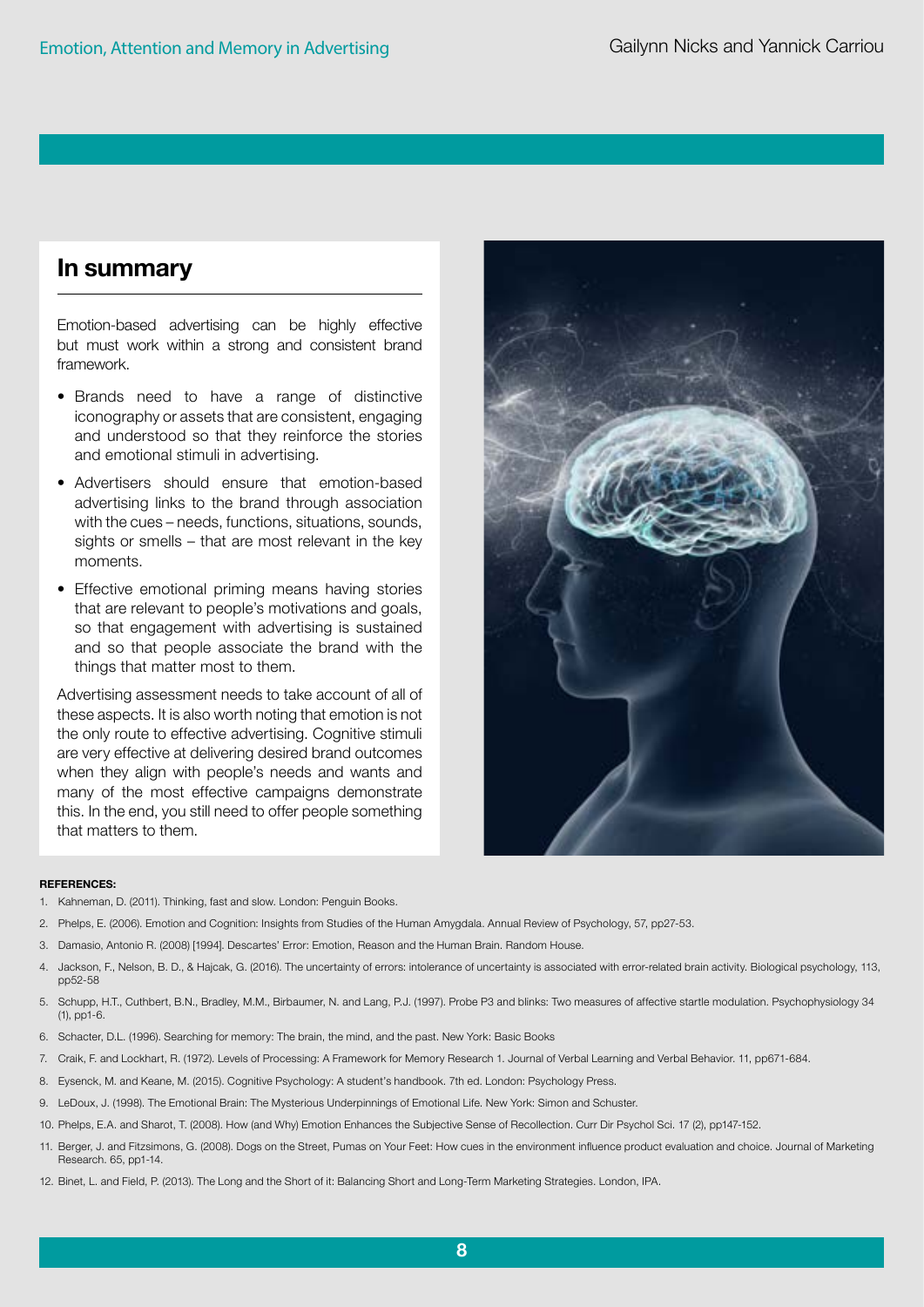## In summary

Emotion-based advertising can be highly effective but must work within a strong and consistent brand framework.

- Brands need to have a range of distinctive iconography or assets that are consistent, engaging and understood so that they reinforce the stories and emotional stimuli in advertising.
- Advertisers should ensure that emotion-based advertising links to the brand through association with the cues – needs, functions, situations, sounds, sights or smells – that are most relevant in the key moments.
- Effective emotional priming means having stories that are relevant to people's motivations and goals, so that engagement with advertising is sustained and so that people associate the brand with the things that matter most to them.

Advertising assessment needs to take account of all of these aspects. It is also worth noting that emotion is not the only route to effective advertising. Cognitive stimuli are very effective at delivering desired brand outcomes when they align with people's needs and wants and many of the most effective campaigns demonstrate this. In the end, you still need to offer people something that matters to them.

**REFERENCES:**

1. Kahneman, D. (2011). Thinking, fast and slow. London: Penguin Books.
2. Phelps, E. (2006). Emotion and Cognition: Insights from Studies of the Human Amygdala. Annual Review of Psychology, 57, pp27-53.
3. Damasio, Antonio R. (2008) [1994]. Descartes' Error: Emotion, Reason and the Human Brain. Random House.
4. Jackson, F., Nelson, B. D., & Hajcak, G. (2016). The uncertainty of errors: intolerance of uncertainty is associated with error-related brain activity. Biological psychology, 113, pp52-58
5. Schupp, H.T., Cuthbert, B.N., Bradley, M.M., Birbaumer, N. and Lang, P.J. (1997). Probe P3 and blinks: Two measures of affective startle modulation. Psychophysiology 34 (1), pp1-6.
6. Schacter, D.L. (1996). Searching for memory: The brain, the mind, and the past. New York: Basic Books
7. Craik, F. and Lockhart, R. (1972). Levels of Processing: A Framework for Memory Research 1. Journal of Verbal Learning and Verbal Behavior. 11, pp671-684.
8. Eysenck, M. and Keane, M. (2015). Cognitive Psychology: A student's handbook. 7th ed. London: Psychology Press.
9. LeDoux, J. (1998). The Emotional Brain: The Mysterious Underpinnings of Emotional Life. New York: Simon and Schuster.
10. Phelps, E.A. and Sharot, T. (2008). How (and Why) Emotion Enhances the Subjective Sense of Recollection. Curr Dir Psychol Sci. 17 (2), pp147-152.
11. Berger, J. and Fitzsimons, G. (2008). Dogs on the Street, Pumas on Your Feet: How cues in the environment influence product evaluation and choice. Journal of Marketing Research. 65, pp1-14.
12. Binet, L. and Field, P. (2013). The Long and the Short of it: Balancing Short and Long-Term Marketing Strategies. London, IPA.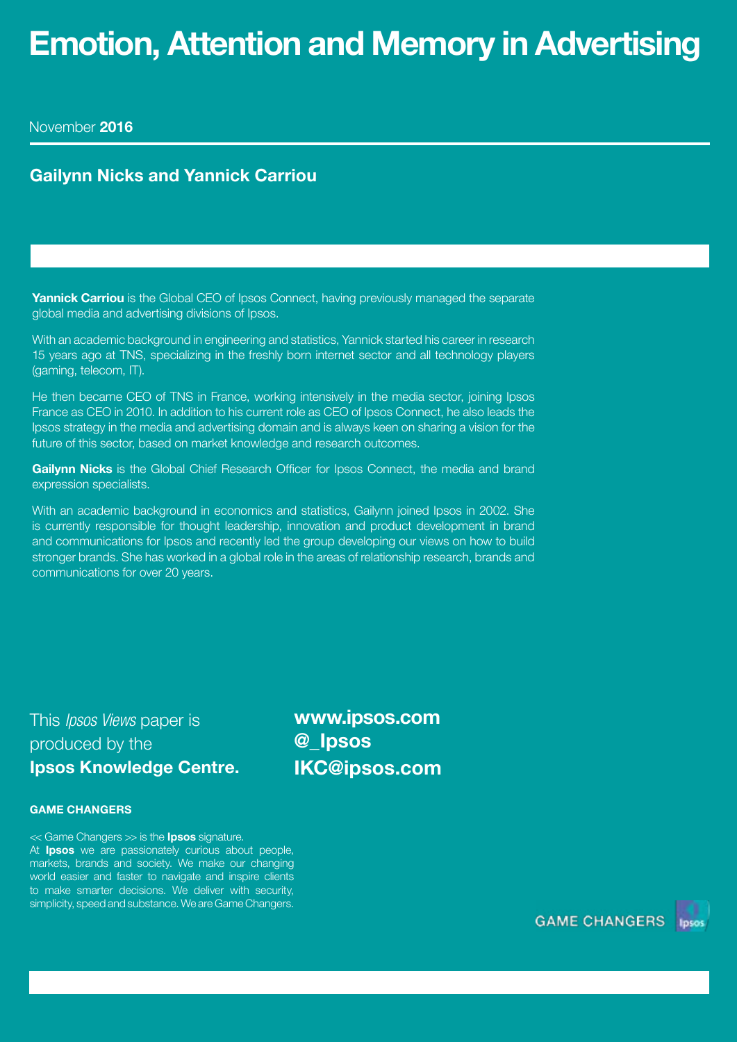# Emotion, Attention and Memory in Advertising

November **2016**

**Gailynn Nicks and Yannick Carriou**

**Yannick Carriou** is the Global CEO of Ipsos Connect, having previously managed the separate global media and advertising divisions of Ipsos.

With an academic background in engineering and statistics, Yannick started his career in research 15 years ago at TNS, specializing in the freshly born internet sector and all technology players (gaming, telecom, IT).

He then became CEO of TNS in France, working intensively in the media sector, joining Ipsos France as CEO in 2010. In addition to his current role as CEO of Ipsos Connect, he also leads the Ipsos strategy in the media and advertising domain and is always keen on sharing a vision for the future of this sector, based on market knowledge and research outcomes.

**Gailynn Nicks** is the Global Chief Research Officer for Ipsos Connect, the media and brand expression specialists.

With an academic background in economics and statistics, Gailynn joined Ipsos in 2002. She is currently responsible for thought leadership, innovation and product development in brand and communications for Ipsos and recently led the group developing our views on how to build stronger brands. She has worked in a global role in the areas of relationship research, brands and communications for over 20 years.

This *Ipsos Views* paper is produced by the **Ipsos Knowledge Centre.**

**www.ipsos.com**
**@_Ipsos**
**IKC@ipsos.com**

**GAME CHANGERS**

<< Game Changers >> is the **Ipsos** signature.
At **Ipsos** we are passionately curious about people, markets, brands and society. We make our changing world easier and faster to navigate and inspire clients to make smarter decisions. We deliver with security, simplicity, speed and substance. We are Game Changers.

GAME CHANGERS Ipsos